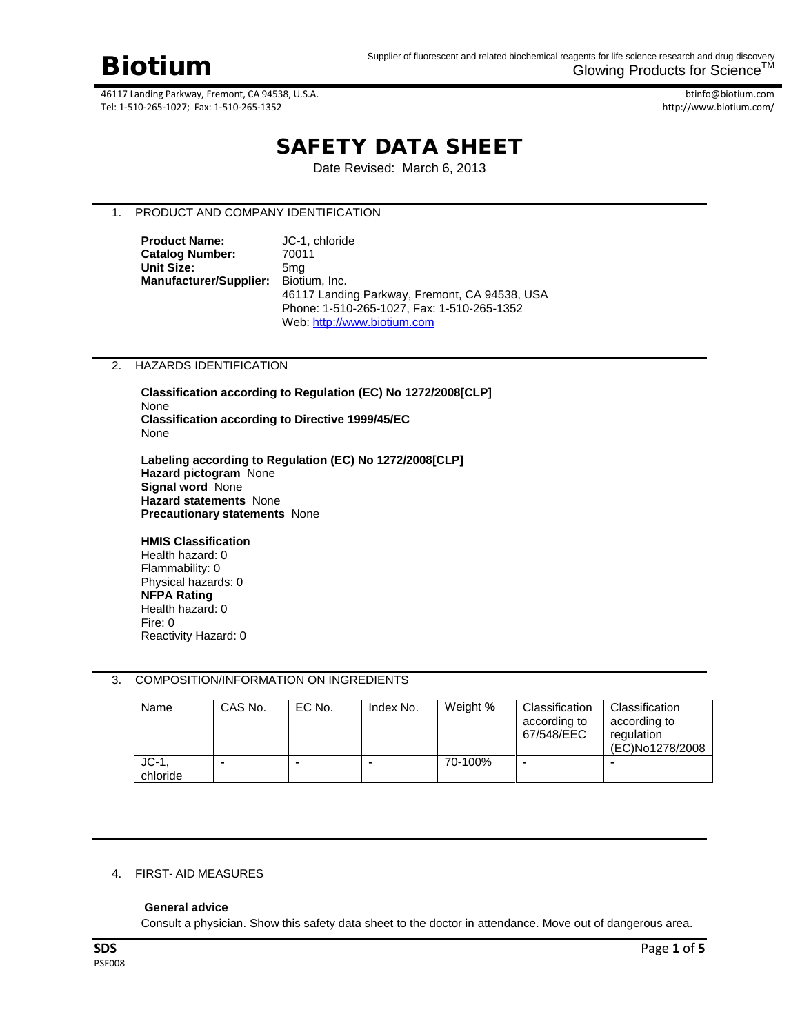# Biotium

Supplier of fluorescent and related biochemical reagents for life science research and drug discovery
Glowing Products for Science™

46117 Landing Parkway, Fremont, CA 94538, U.S.A.
Tel: 1-510-265-1027; Fax: 1-510-265-1352

btinfo@biotium.com
http://www.biotium.com/

# SAFETY DATA SHEET

Date Revised: March 6, 2013

## 1. PRODUCT AND COMPANY IDENTIFICATION

**Product Name:** JC-1, chloride
**Catalog Number:** 70011
**Unit Size:** 5mg
**Manufacturer/Supplier:** Biotium, Inc.
46117 Landing Parkway, Fremont, CA 94538, USA
Phone: 1-510-265-1027, Fax: 1-510-265-1352
Web: http://www.biotium.com

## 2. HAZARDS IDENTIFICATION

**Classification according to Regulation (EC) No 1272/2008[CLP]**
None
**Classification according to Directive 1999/45/EC**
None

**Labeling according to Regulation (EC) No 1272/2008[CLP]**
**Hazard pictogram** None
**Signal word** None
**Hazard statements** None
**Precautionary statements** None

**HMIS Classification**
Health hazard: 0
Flammability: 0
Physical hazards: 0
**NFPA Rating**
Health hazard: 0
Fire: 0
Reactivity Hazard: 0

## 3. COMPOSITION/INFORMATION ON INGREDIENTS

| Name | CAS No. | EC No. | Index No. | Weight % | Classification according to 67/548/EEC | Classification according to regulation (EC)No1278/2008 |
|---|---|---|---|---|---|---|
| JC-1, chloride | - | - | - | 70-100% | - | - |

## 4. FIRST- AID MEASURES

**General advice**
Consult a physician. Show this safety data sheet to the doctor in attendance. Move out of dangerous area.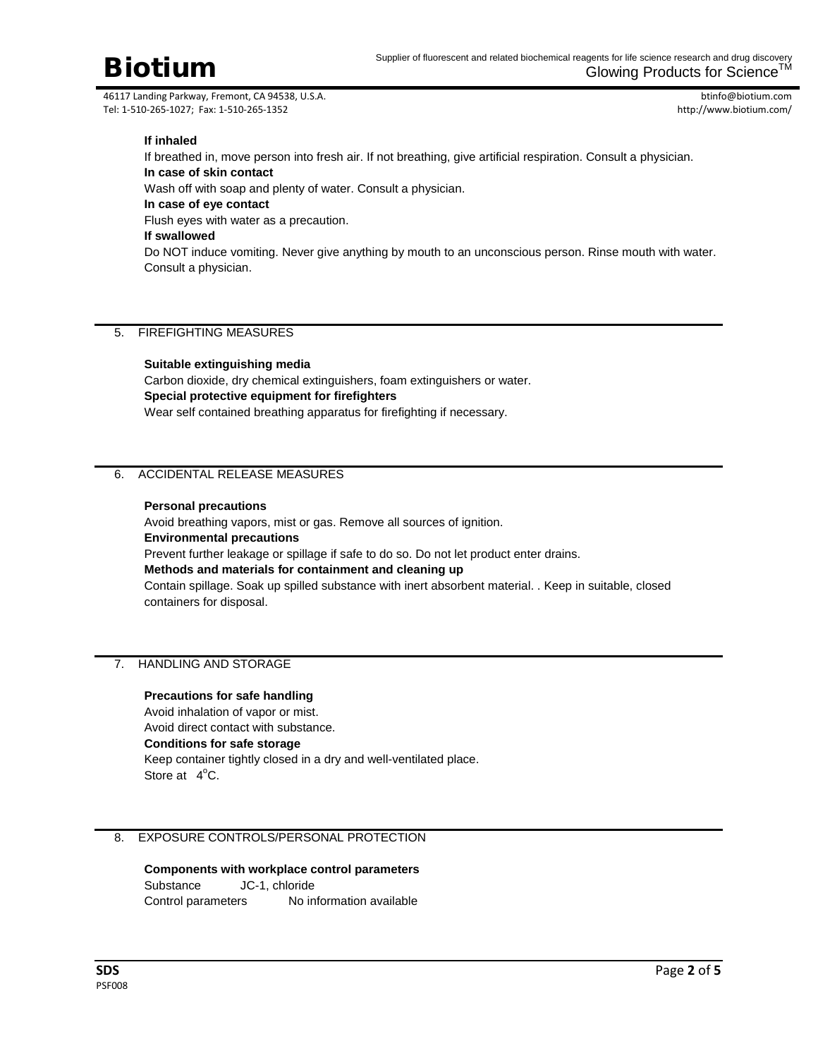**If inhaled**

If breathed in, move person into fresh air. If not breathing, give artificial respiration. Consult a physician.

**In case of skin contact**

Wash off with soap and plenty of water. Consult a physician.

**In case of eye contact**

Flush eyes with water as a precaution.

**If swallowed**

Do NOT induce vomiting. Never give anything by mouth to an unconscious person. Rinse mouth with water. Consult a physician.

## 5. FIREFIGHTING MEASURES

**Suitable extinguishing media**

Carbon dioxide, dry chemical extinguishers, foam extinguishers or water.

**Special protective equipment for firefighters**

Wear self contained breathing apparatus for firefighting if necessary.

## 6. ACCIDENTAL RELEASE MEASURES

**Personal precautions**

Avoid breathing vapors, mist or gas. Remove all sources of ignition.

**Environmental precautions**

Prevent further leakage or spillage if safe to do so. Do not let product enter drains.

**Methods and materials for containment and cleaning up**

Contain spillage. Soak up spilled substance with inert absorbent material. . Keep in suitable, closed containers for disposal.

## 7. HANDLING AND STORAGE

**Precautions for safe handling**

Avoid inhalation of vapor or mist.
Avoid direct contact with substance.

**Conditions for safe storage**

Keep container tightly closed in a dry and well-ventilated place.
Store at 4°C.

## 8. EXPOSURE CONTROLS/PERSONAL PROTECTION

**Components with workplace control parameters**

Substance JC-1, chloride
Control parameters No information available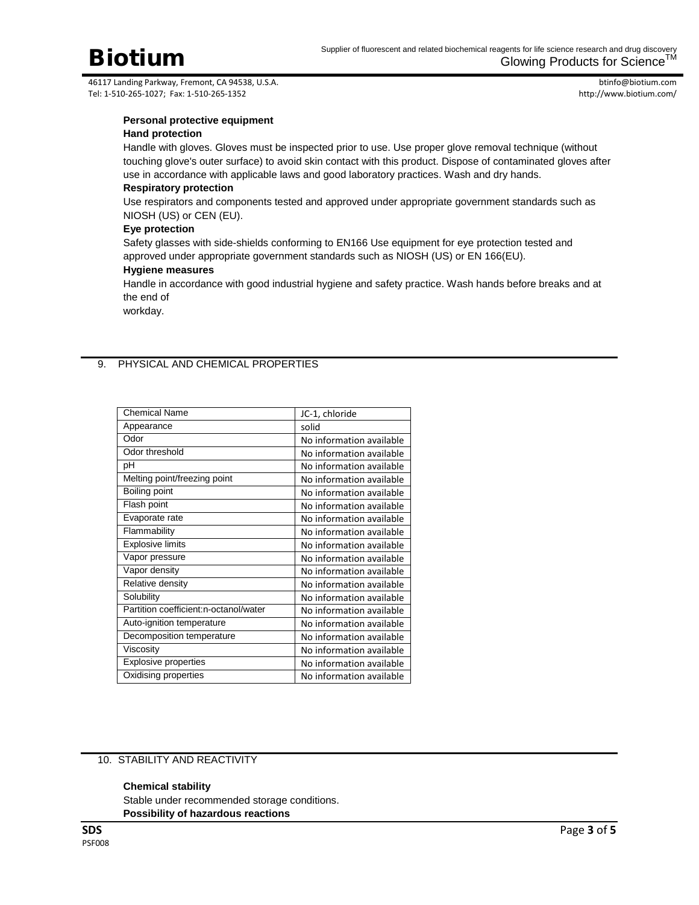**Personal protective equipment**

**Hand protection**

Handle with gloves. Gloves must be inspected prior to use. Use proper glove removal technique (without touching glove's outer surface) to avoid skin contact with this product. Dispose of contaminated gloves after use in accordance with applicable laws and good laboratory practices. Wash and dry hands.

**Respiratory protection**

Use respirators and components tested and approved under appropriate government standards such as NIOSH (US) or CEN (EU).

**Eye protection**

Safety glasses with side-shields conforming to EN166 Use equipment for eye protection tested and approved under appropriate government standards such as NIOSH (US) or EN 166(EU).

**Hygiene measures**

Handle in accordance with good industrial hygiene and safety practice. Wash hands before breaks and at the end of
workday.

## 9. PHYSICAL AND CHEMICAL PROPERTIES

| Chemical Name | JC-1, chloride |
|---|---|
| Appearance | solid |
| Odor | No information available |
| Odor threshold | No information available |
| pH | No information available |
| Melting point/freezing point | No information available |
| Boiling point | No information available |
| Flash point | No information available |
| Evaporate rate | No information available |
| Flammability | No information available |
| Explosive limits | No information available |
| Vapor pressure | No information available |
| Vapor density | No information available |
| Relative density | No information available |
| Solubility | No information available |
| Partition coefficient:n-octanol/water | No information available |
| Auto-ignition temperature | No information available |
| Decomposition temperature | No information available |
| Viscosity | No information available |
| Explosive properties | No information available |
| Oxidising properties | No information available |

## 10. STABILITY AND REACTIVITY

**Chemical stability**

Stable under recommended storage conditions.

**Possibility of hazardous reactions**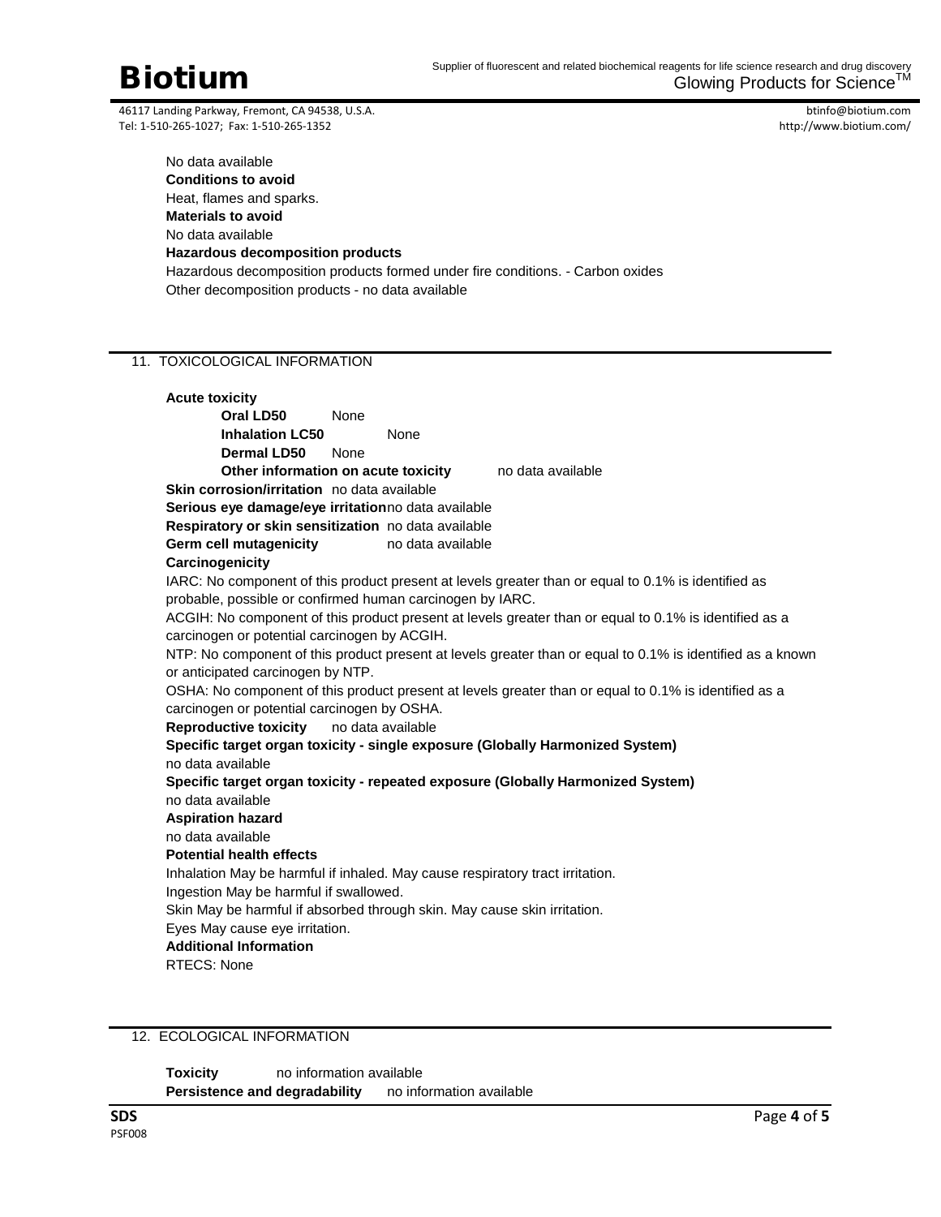No data available

**Conditions to avoid**

Heat, flames and sparks.

**Materials to avoid**

No data available

**Hazardous decomposition products**

Hazardous decomposition products formed under fire conditions. - Carbon oxides

Other decomposition products - no data available

## 11. TOXICOLOGICAL INFORMATION

**Acute toxicity**

- **Oral LD50** None
- **Inhalation LC50** None
- **Dermal LD50** None
- **Other information on acute toxicity** no data available

**Skin corrosion/irritation** no data available

**Serious eye damage/eye irritation** no data available

**Respiratory or skin sensitization** no data available

**Germ cell mutagenicity** no data available

**Carcinogenicity**

IARC: No component of this product present at levels greater than or equal to 0.1% is identified as probable, possible or confirmed human carcinogen by IARC.

ACGIH: No component of this product present at levels greater than or equal to 0.1% is identified as a carcinogen or potential carcinogen by ACGIH.

NTP: No component of this product present at levels greater than or equal to 0.1% is identified as a known or anticipated carcinogen by NTP.

OSHA: No component of this product present at levels greater than or equal to 0.1% is identified as a carcinogen or potential carcinogen by OSHA.

**Reproductive toxicity** no data available

**Specific target organ toxicity - single exposure (Globally Harmonized System)**

no data available

**Specific target organ toxicity - repeated exposure (Globally Harmonized System)**

no data available

**Aspiration hazard**

no data available

**Potential health effects**

Inhalation May be harmful if inhaled. May cause respiratory tract irritation.

Ingestion May be harmful if swallowed.

Skin May be harmful if absorbed through skin. May cause skin irritation.

Eyes May cause eye irritation.

**Additional Information**

RTECS: None

## 12. ECOLOGICAL INFORMATION

**Toxicity** no information available

**Persistence and degradability** no information available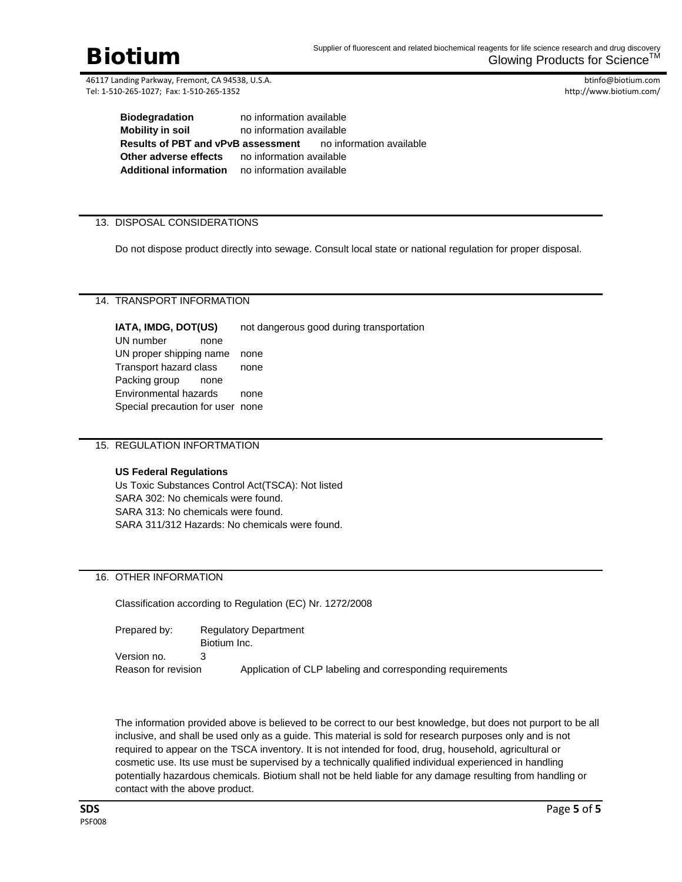**Biodegradation** no information available
**Mobility in soil** no information available
**Results of PBT and vPvB assessment** no information available
**Other adverse effects** no information available
**Additional information** no information available

## 13. DISPOSAL CONSIDERATIONS

Do not dispose product directly into sewage. Consult local state or national regulation for proper disposal.

## 14. TRANSPORT INFORMATION

**IATA, IMDG, DOT(US)** not dangerous good during transportation

UN number none
UN proper shipping name none
Transport hazard class none
Packing group none
Environmental hazards none
Special precaution for user none

## 15. REGULATION INFORTMATION

**US Federal Regulations**

Us Toxic Substances Control Act(TSCA): Not listed
SARA 302: No chemicals were found.
SARA 313: No chemicals were found.
SARA 311/312 Hazards: No chemicals were found.

## 16. OTHER INFORMATION

Classification according to Regulation (EC) Nr. 1272/2008

Prepared by: Regulatory Department
Biotium Inc.
Version no. 3
Reason for revision Application of CLP labeling and corresponding requirements

The information provided above is believed to be correct to our best knowledge, but does not purport to be all inclusive, and shall be used only as a guide. This material is sold for research purposes only and is not required to appear on the TSCA inventory. It is not intended for food, drug, household, agricultural or cosmetic use. Its use must be supervised by a technically qualified individual experienced in handling potentially hazardous chemicals. Biotium shall not be held liable for any damage resulting from handling or contact with the above product.